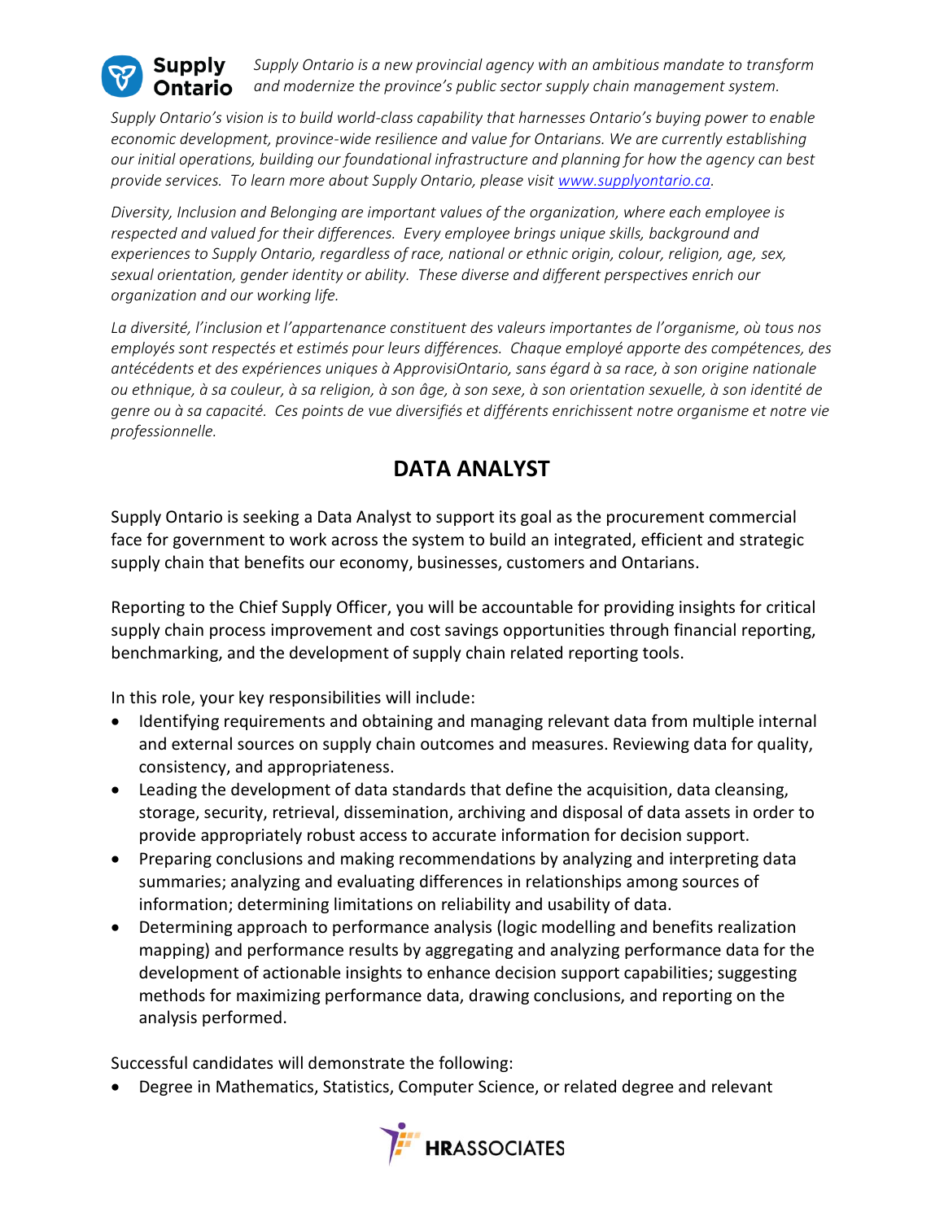**Supply Ontario**

*Supply Ontario is a new provincial agency with an ambitious mandate to transform and modernize the province's public sector supply chain management system.*

*Supply Ontario's vision is to build world-class capability that harnesses Ontario's buying power to enable economic development, province-wide resilience and value for Ontarians. We are currently establishing our initial operations, building our foundational infrastructure and planning for how the agency can best provide services. To learn more about Supply Ontario, please visit [www.supplyontario.ca](http://www.supplyontario.ca).*

*Diversity, Inclusion and Belonging are important values of the organization, where each employee is respected and valued for their differences. Every employee brings unique skills, background and experiences to Supply Ontario, regardless of race, national or ethnic origin, colour, religion, age, sex, sexual orientation, gender identity or ability. These diverse and different perspectives enrich our organization and our working life.*

*La diversité, l'inclusion et l'appartenance constituent des valeurs importantes de l'organisme, où tous nos employés sont respectés et estimés pour leurs différences. Chaque employé apporte des compétences, des antécédents et des expériences uniques à ApprovisiOntario, sans égard à sa race, à son origine nationale ou ethnique, à sa couleur, à sa religion, à son âge, à son sexe, à son orientation sexuelle, à son identité de genre ou à sa capacité. Ces points de vue diversifiés et différents enrichissent notre organisme et notre vie professionnelle.*

# DATA ANALYST

Supply Ontario is seeking a Data Analyst to support its goal as the procurement commercial face for government to work across the system to build an integrated, efficient and strategic supply chain that benefits our economy, businesses, customers and Ontarians.

Reporting to the Chief Supply Officer, you will be accountable for providing insights for critical supply chain process improvement and cost savings opportunities through financial reporting, benchmarking, and the development of supply chain related reporting tools.

In this role, your key responsibilities will include:

- Identifying requirements and obtaining and managing relevant data from multiple internal and external sources on supply chain outcomes and measures. Reviewing data for quality, consistency, and appropriateness.
- Leading the development of data standards that define the acquisition, data cleansing, storage, security, retrieval, dissemination, archiving and disposal of data assets in order to provide appropriately robust access to accurate information for decision support.
- Preparing conclusions and making recommendations by analyzing and interpreting data summaries; analyzing and evaluating differences in relationships among sources of information; determining limitations on reliability and usability of data.
- Determining approach to performance analysis (logic modelling and benefits realization mapping) and performance results by aggregating and analyzing performance data for the development of actionable insights to enhance decision support capabilities; suggesting methods for maximizing performance data, drawing conclusions, and reporting on the analysis performed.

Successful candidates will demonstrate the following:

- Degree in Mathematics, Statistics, Computer Science, or related degree and relevant

**HRASSOCIATES**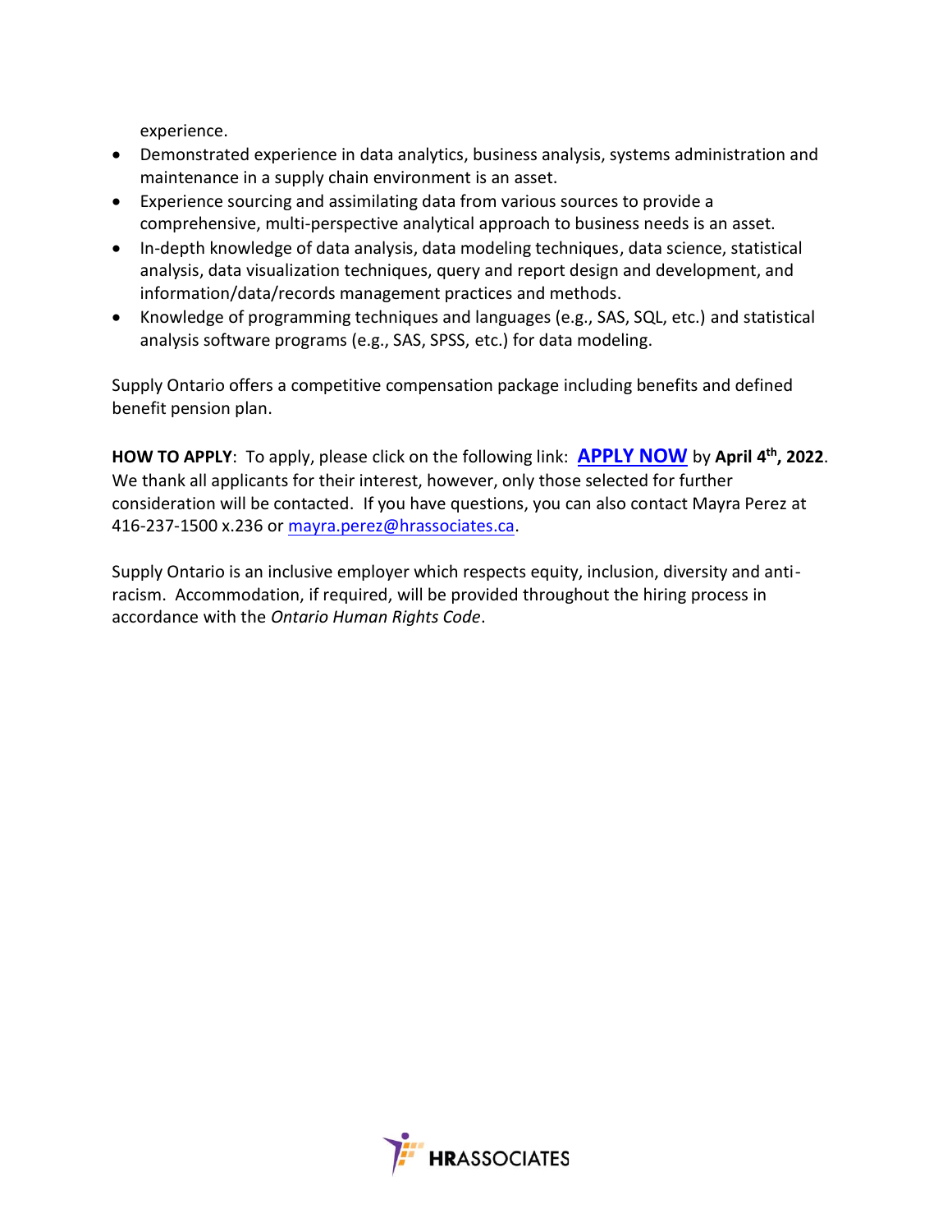experience.

- Demonstrated experience in data analytics, business analysis, systems administration and maintenance in a supply chain environment is an asset.
- Experience sourcing and assimilating data from various sources to provide a comprehensive, multi-perspective analytical approach to business needs is an asset.
- In-depth knowledge of data analysis, data modeling techniques, data science, statistical analysis, data visualization techniques, query and report design and development, and information/data/records management practices and methods.
- Knowledge of programming techniques and languages (e.g., SAS, SQL, etc.) and statistical analysis software programs (e.g., SAS, SPSS, etc.) for data modeling.

Supply Ontario offers a competitive compensation package including benefits and defined benefit pension plan.

**HOW TO APPLY**: To apply, please click on the following link: **APPLY NOW** by **April 4th, 2022**. We thank all applicants for their interest, however, only those selected for further consideration will be contacted. If you have questions, you can also contact Mayra Perez at 416-237-1500 x.236 or mayra.perez@hrassociates.ca.

Supply Ontario is an inclusive employer which respects equity, inclusion, diversity and anti-racism. Accommodation, if required, will be provided throughout the hiring process in accordance with the *Ontario Human Rights Code*.

HRASSOCIATES